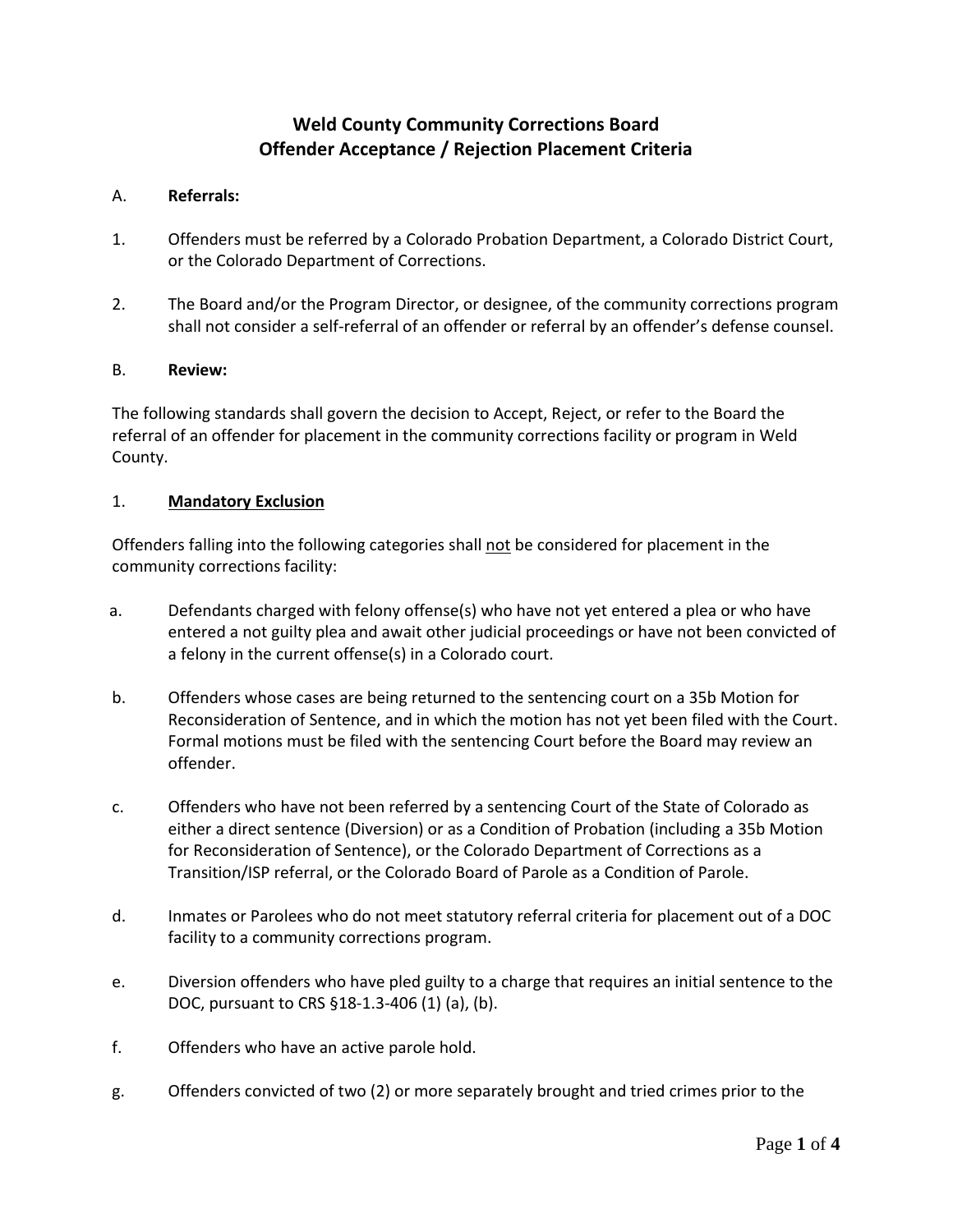# Weld County Community Corrections Board
## Offender Acceptance / Rejection Placement Criteria

A. **Referrals:**

1. Offenders must be referred by a Colorado Probation Department, a Colorado District Court, or the Colorado Department of Corrections.

2. The Board and/or the Program Director, or designee, of the community corrections program shall not consider a self-referral of an offender or referral by an offender's defense counsel.

B. **Review:**

The following standards shall govern the decision to Accept, Reject, or refer to the Board the referral of an offender for placement in the community corrections facility or program in Weld County.

1. **Mandatory Exclusion**

Offenders falling into the following categories shall not be considered for placement in the community corrections facility:

a. Defendants charged with felony offense(s) who have not yet entered a plea or who have entered a not guilty plea and await other judicial proceedings or have not been convicted of a felony in the current offense(s) in a Colorado court.

b. Offenders whose cases are being returned to the sentencing court on a 35b Motion for Reconsideration of Sentence, and in which the motion has not yet been filed with the Court. Formal motions must be filed with the sentencing Court before the Board may review an offender.

c. Offenders who have not been referred by a sentencing Court of the State of Colorado as either a direct sentence (Diversion) or as a Condition of Probation (including a 35b Motion for Reconsideration of Sentence), or the Colorado Department of Corrections as a Transition/ISP referral, or the Colorado Board of Parole as a Condition of Parole.

d. Inmates or Parolees who do not meet statutory referral criteria for placement out of a DOC facility to a community corrections program.

e. Diversion offenders who have pled guilty to a charge that requires an initial sentence to the DOC, pursuant to CRS §18-1.3-406 (1) (a), (b).

f. Offenders who have an active parole hold.

g. Offenders convicted of two (2) or more separately brought and tried crimes prior to the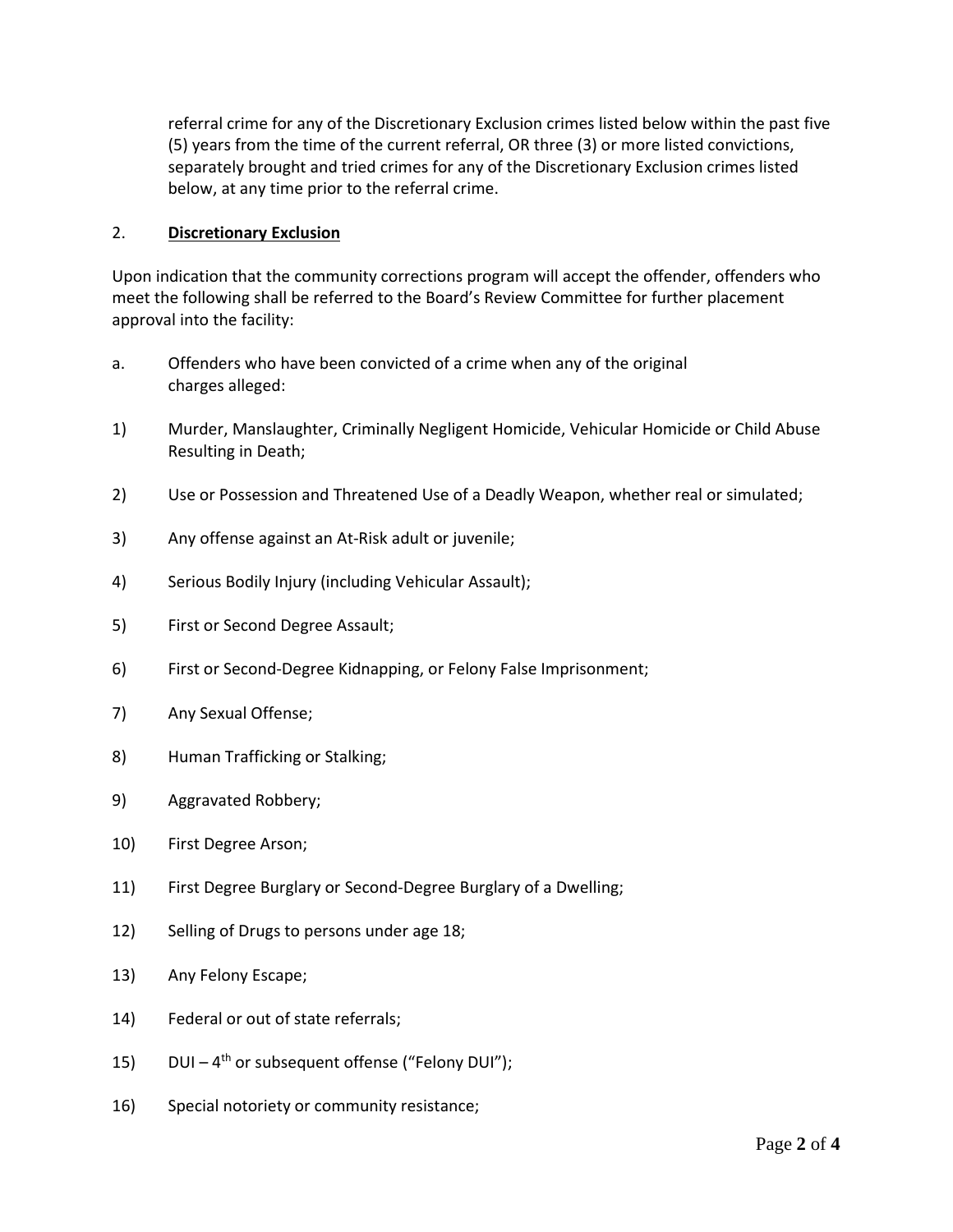referral crime for any of the Discretionary Exclusion crimes listed below within the past five (5) years from the time of the current referral, OR three (3) or more listed convictions, separately brought and tried crimes for any of the Discretionary Exclusion crimes listed below, at any time prior to the referral crime.

2. **Discretionary Exclusion**

Upon indication that the community corrections program will accept the offender, offenders who meet the following shall be referred to the Board's Review Committee for further placement approval into the facility:

a. Offenders who have been convicted of a crime when any of the original charges alleged:

1) Murder, Manslaughter, Criminally Negligent Homicide, Vehicular Homicide or Child Abuse Resulting in Death;

2) Use or Possession and Threatened Use of a Deadly Weapon, whether real or simulated;

3) Any offense against an At-Risk adult or juvenile;

4) Serious Bodily Injury (including Vehicular Assault);

5) First or Second Degree Assault;

6) First or Second-Degree Kidnapping, or Felony False Imprisonment;

7) Any Sexual Offense;

8) Human Trafficking or Stalking;

9) Aggravated Robbery;

10) First Degree Arson;

11) First Degree Burglary or Second-Degree Burglary of a Dwelling;

12) Selling of Drugs to persons under age 18;

13) Any Felony Escape;

14) Federal or out of state referrals;

15) DUI – 4th or subsequent offense ("Felony DUI");

16) Special notoriety or community resistance;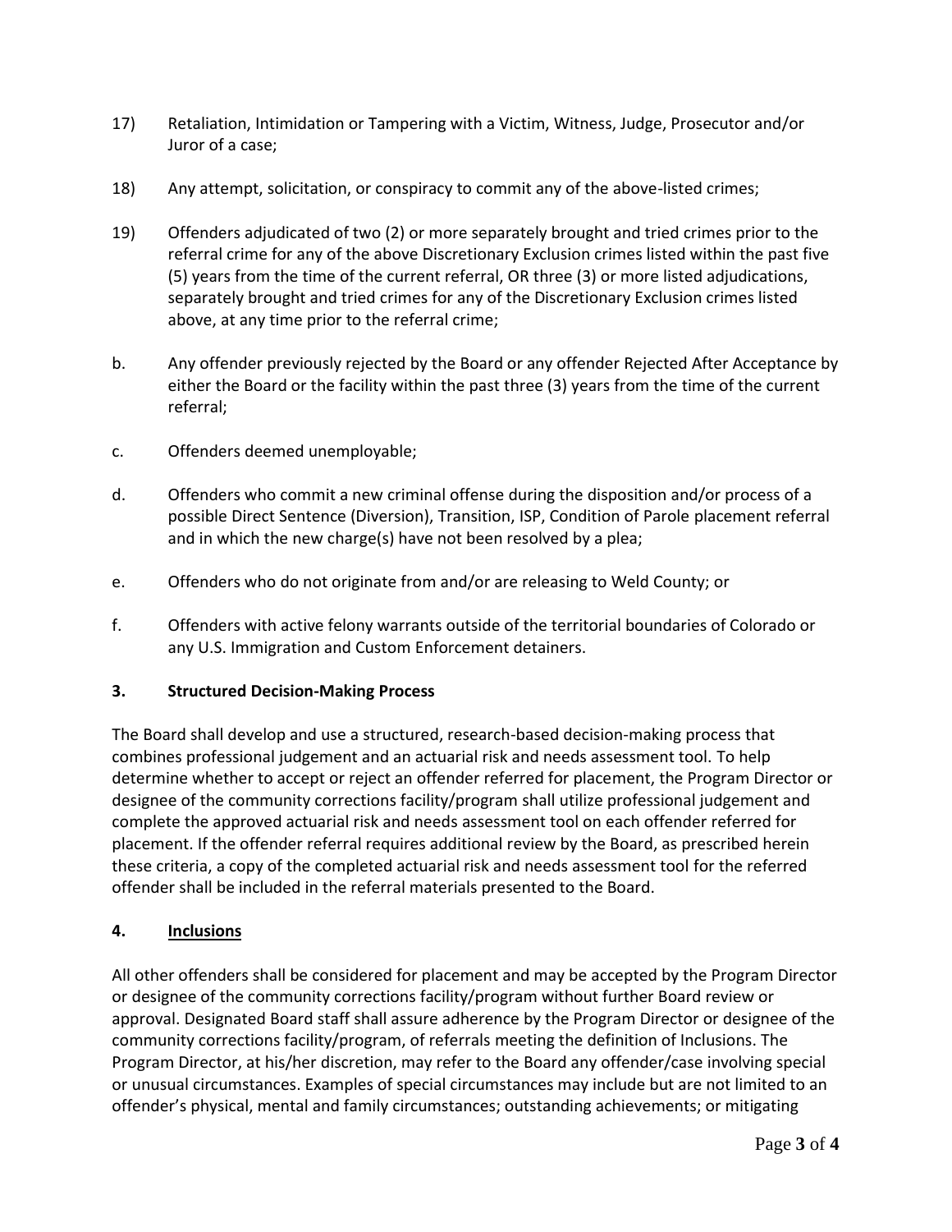17) Retaliation, Intimidation or Tampering with a Victim, Witness, Judge, Prosecutor and/or Juror of a case;

18) Any attempt, solicitation, or conspiracy to commit any of the above-listed crimes;

19) Offenders adjudicated of two (2) or more separately brought and tried crimes prior to the referral crime for any of the above Discretionary Exclusion crimes listed within the past five (5) years from the time of the current referral, OR three (3) or more listed adjudications, separately brought and tried crimes for any of the Discretionary Exclusion crimes listed above, at any time prior to the referral crime;

b. Any offender previously rejected by the Board or any offender Rejected After Acceptance by either the Board or the facility within the past three (3) years from the time of the current referral;

c. Offenders deemed unemployable;

d. Offenders who commit a new criminal offense during the disposition and/or process of a possible Direct Sentence (Diversion), Transition, ISP, Condition of Parole placement referral and in which the new charge(s) have not been resolved by a plea;

e. Offenders who do not originate from and/or are releasing to Weld County; or

f. Offenders with active felony warrants outside of the territorial boundaries of Colorado or any U.S. Immigration and Custom Enforcement detainers.

**3. Structured Decision-Making Process**

The Board shall develop and use a structured, research-based decision-making process that combines professional judgement and an actuarial risk and needs assessment tool. To help determine whether to accept or reject an offender referred for placement, the Program Director or designee of the community corrections facility/program shall utilize professional judgement and complete the approved actuarial risk and needs assessment tool on each offender referred for placement. If the offender referral requires additional review by the Board, as prescribed herein these criteria, a copy of the completed actuarial risk and needs assessment tool for the referred offender shall be included in the referral materials presented to the Board.

**4. <u>Inclusions</u>**

All other offenders shall be considered for placement and may be accepted by the Program Director or designee of the community corrections facility/program without further Board review or approval. Designated Board staff shall assure adherence by the Program Director or designee of the community corrections facility/program, of referrals meeting the definition of Inclusions. The Program Director, at his/her discretion, may refer to the Board any offender/case involving special or unusual circumstances. Examples of special circumstances may include but are not limited to an offender's physical, mental and family circumstances; outstanding achievements; or mitigating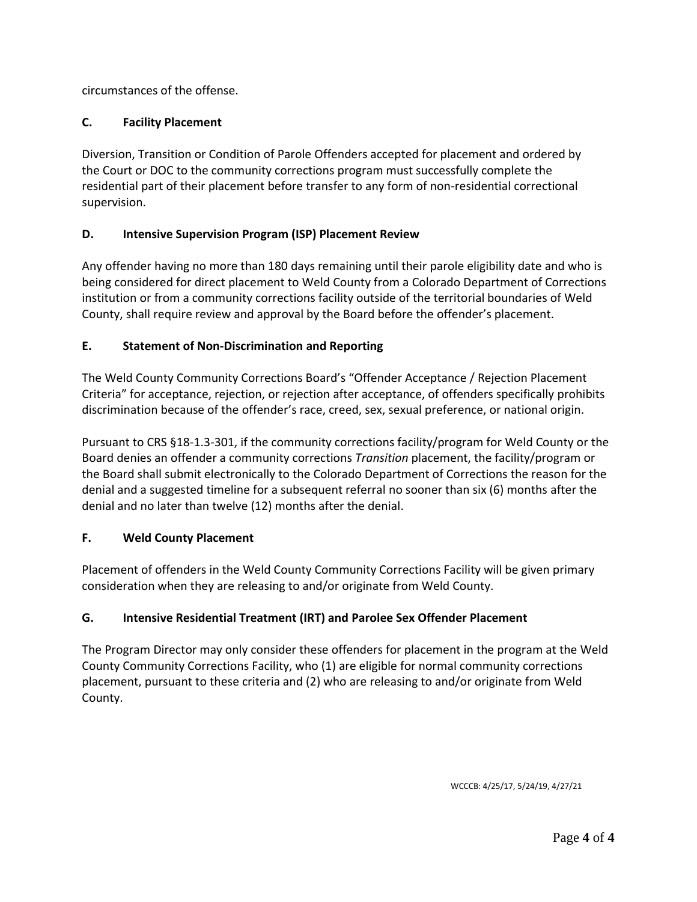circumstances of the offense.

### C. Facility Placement

Diversion, Transition or Condition of Parole Offenders accepted for placement and ordered by the Court or DOC to the community corrections program must successfully complete the residential part of their placement before transfer to any form of non-residential correctional supervision.

### D. Intensive Supervision Program (ISP) Placement Review

Any offender having no more than 180 days remaining until their parole eligibility date and who is being considered for direct placement to Weld County from a Colorado Department of Corrections institution or from a community corrections facility outside of the territorial boundaries of Weld County, shall require review and approval by the Board before the offender's placement.

### E. Statement of Non-Discrimination and Reporting

The Weld County Community Corrections Board's "Offender Acceptance / Rejection Placement Criteria" for acceptance, rejection, or rejection after acceptance, of offenders specifically prohibits discrimination because of the offender's race, creed, sex, sexual preference, or national origin.

Pursuant to CRS §18-1.3-301, if the community corrections facility/program for Weld County or the Board denies an offender a community corrections *Transition* placement, the facility/program or the Board shall submit electronically to the Colorado Department of Corrections the reason for the denial and a suggested timeline for a subsequent referral no sooner than six (6) months after the denial and no later than twelve (12) months after the denial.

### F. Weld County Placement

Placement of offenders in the Weld County Community Corrections Facility will be given primary consideration when they are releasing to and/or originate from Weld County.

### G. Intensive Residential Treatment (IRT) and Parolee Sex Offender Placement

The Program Director may only consider these offenders for placement in the program at the Weld County Community Corrections Facility, who (1) are eligible for normal community corrections placement, pursuant to these criteria and (2) who are releasing to and/or originate from Weld County.

WCCCB: 4/25/17, 5/24/19, 4/27/21